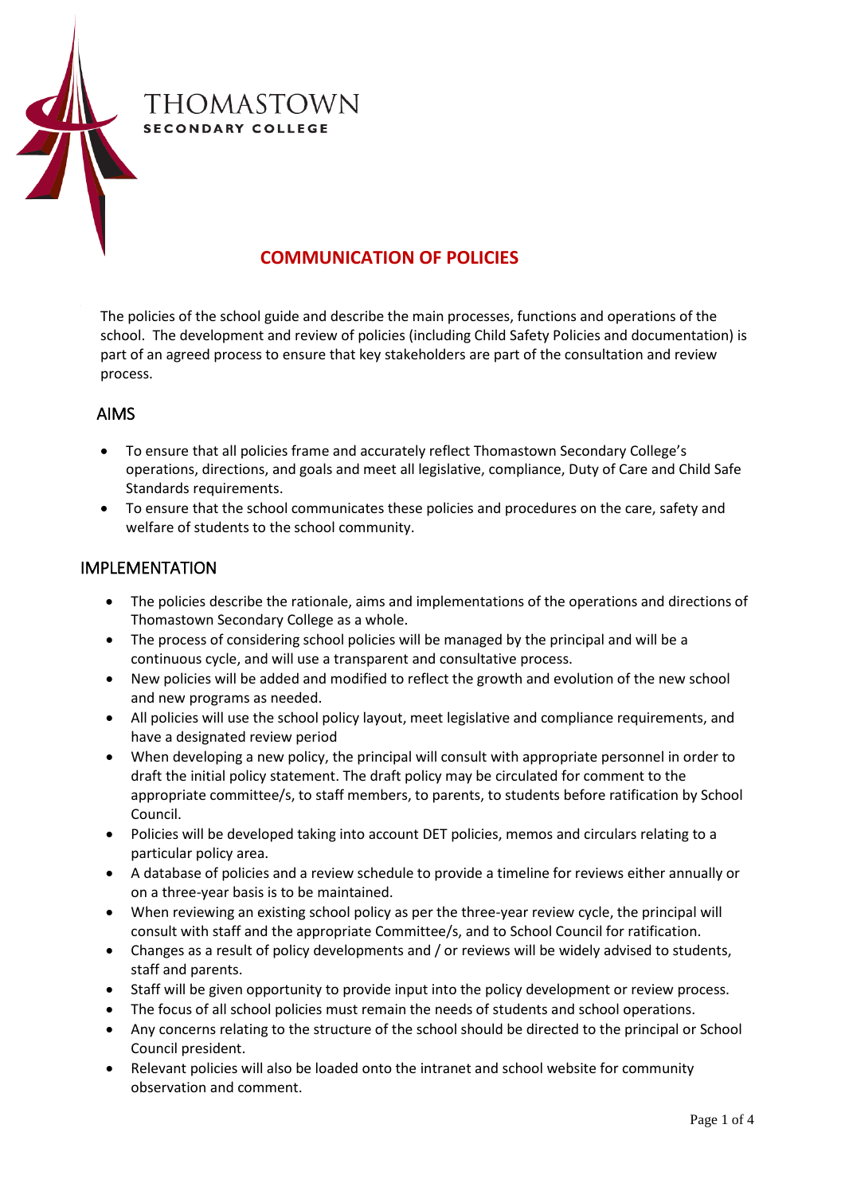THOMASTOWN
SECONDARY COLLEGE

# COMMUNICATION OF POLICIES

The policies of the school guide and describe the main processes, functions and operations of the school. The development and review of policies (including Child Safety Policies and documentation) is part of an agreed process to ensure that key stakeholders are part of the consultation and review process.

## AIMS

- To ensure that all policies frame and accurately reflect Thomastown Secondary College's operations, directions, and goals and meet all legislative, compliance, Duty of Care and Child Safe Standards requirements.
- To ensure that the school communicates these policies and procedures on the care, safety and welfare of students to the school community.

## IMPLEMENTATION

- The policies describe the rationale, aims and implementations of the operations and directions of Thomastown Secondary College as a whole.
- The process of considering school policies will be managed by the principal and will be a continuous cycle, and will use a transparent and consultative process.
- New policies will be added and modified to reflect the growth and evolution of the new school and new programs as needed.
- All policies will use the school policy layout, meet legislative and compliance requirements, and have a designated review period
- When developing a new policy, the principal will consult with appropriate personnel in order to draft the initial policy statement. The draft policy may be circulated for comment to the appropriate committee/s, to staff members, to parents, to students before ratification by School Council.
- Policies will be developed taking into account DET policies, memos and circulars relating to a particular policy area.
- A database of policies and a review schedule to provide a timeline for reviews either annually or on a three-year basis is to be maintained.
- When reviewing an existing school policy as per the three-year review cycle, the principal will consult with staff and the appropriate Committee/s, and to School Council for ratification.
- Changes as a result of policy developments and / or reviews will be widely advised to students, staff and parents.
- Staff will be given opportunity to provide input into the policy development or review process.
- The focus of all school policies must remain the needs of students and school operations.
- Any concerns relating to the structure of the school should be directed to the principal or School Council president.
- Relevant policies will also be loaded onto the intranet and school website for community observation and comment.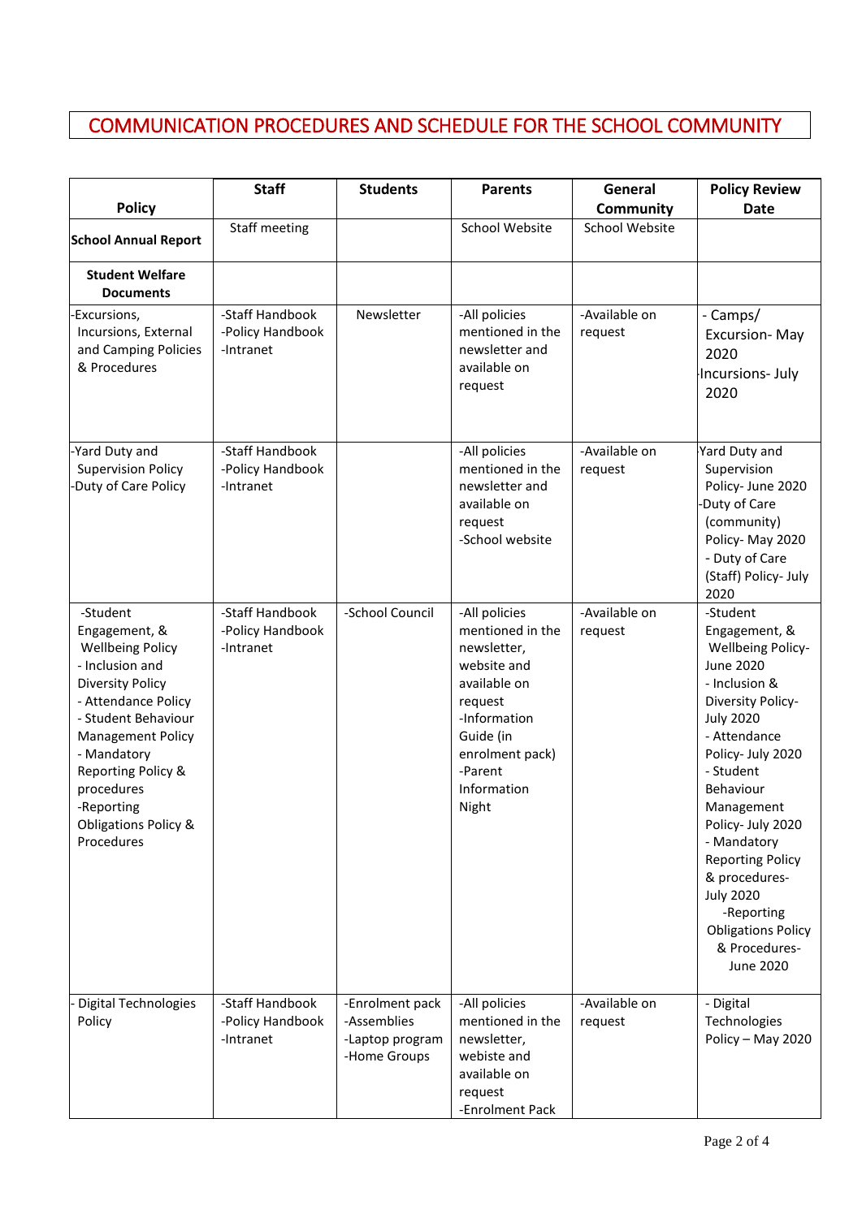# COMMUNICATION PROCEDURES AND SCHEDULE FOR THE SCHOOL COMMUNITY

| Policy | Staff | Students | Parents | General Community | Policy Review Date |
|---|---|---|---|---|---|
| **School Annual Report** | Staff meeting | | School Website | School Website | |
| **Student Welfare Documents** | | | | | |
| -Excursions, Incursions, External and Camping Policies & Procedures | -Staff Handbook<br>-Policy Handbook<br>-Intranet | Newsletter | -All policies mentioned in the newsletter and available on request | -Available on request | - Camps/ Excursion- May 2020<br>-Incursions- July 2020 |
| -Yard Duty and Supervision Policy<br>-Duty of Care Policy | -Staff Handbook<br>-Policy Handbook<br>-Intranet | | -All policies mentioned in the newsletter and available on request<br>-School website | -Available on request | -Yard Duty and Supervision Policy- June 2020<br>-Duty of Care (community) Policy- May 2020<br>- Duty of Care (Staff) Policy- July 2020 |
| -Student Engagement, & Wellbeing Policy<br>- Inclusion and Diversity Policy<br>- Attendance Policy<br>- Student Behaviour Management Policy<br>- Mandatory Reporting Policy & procedures<br>-Reporting Obligations Policy & Procedures | -Staff Handbook<br>-Policy Handbook<br>-Intranet | -School Council | -All policies mentioned in the newsletter, website and available on request<br>-Information Guide (in enrolment pack)<br>-Parent Information Night | -Available on request | -Student Engagement, & Wellbeing Policy- June 2020<br>- Inclusion & Diversity Policy- July 2020<br>- Attendance Policy- July 2020<br>- Student Behaviour Management Policy- July 2020<br>- Mandatory Reporting Policy & procedures- July 2020<br>-Reporting Obligations Policy & Procedures- June 2020 |
| - Digital Technologies Policy | -Staff Handbook<br>-Policy Handbook<br>-Intranet | -Enrolment pack<br>-Assemblies<br>-Laptop program<br>-Home Groups | -All policies mentioned in the newsletter, webiste and available on request<br>-Enrolment Pack | -Available on request | - Digital Technologies Policy – May 2020 |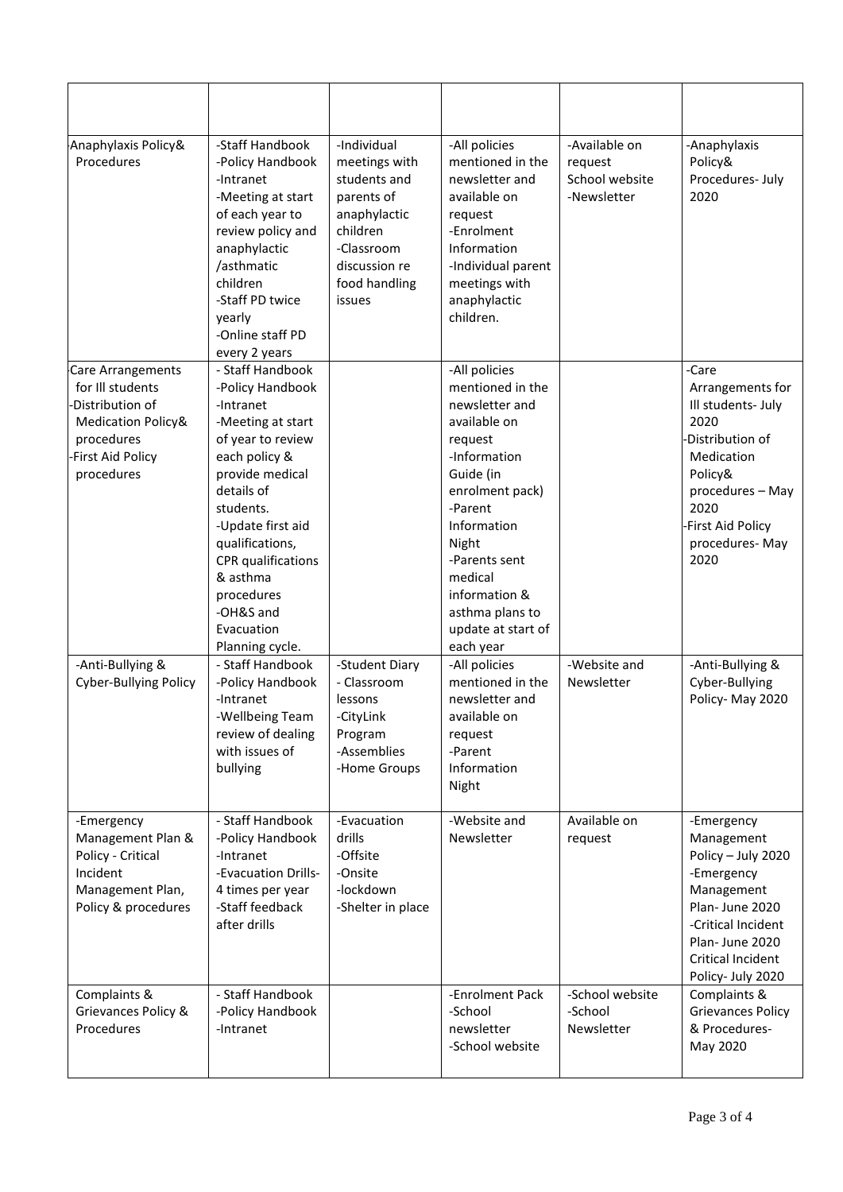| | | | | | |
|---|---|---|---|---|---|
| Anaphylaxis Policy& Procedures | -Staff Handbook<br>-Policy Handbook<br>-Intranet<br>-Meeting at start of each year to review policy and anaphylactic /asthmatic children<br>-Staff PD twice yearly<br>-Online staff PD every 2 years | -Individual meetings with students and parents of anaphylactic children<br>-Classroom discussion re food handling issues | -All policies mentioned in the newsletter and available on request<br>-Enrolment Information<br>-Individual parent meetings with anaphylactic children. | -Available on request<br>School website<br>-Newsletter | -Anaphylaxis Policy& Procedures- July 2020 |
| Care Arrangements for Ill students<br>-Distribution of Medication Policy& procedures<br>-First Aid Policy procedures | - Staff Handbook<br>-Policy Handbook<br>-Intranet<br>-Meeting at start of year to review each policy & provide medical details of students.<br>-Update first aid qualifications, CPR qualifications & asthma procedures<br>-OH&S and Evacuation Planning cycle. | | -All policies mentioned in the newsletter and available on request<br>-Information Guide (in enrolment pack)<br>-Parent Information Night<br>-Parents sent medical information & asthma plans to update at start of each year | | -Care Arrangements for Ill students- July 2020<br>-Distribution of Medication Policy& procedures – May 2020<br>-First Aid Policy procedures- May 2020 |
| -Anti-Bullying & Cyber-Bullying Policy | - Staff Handbook<br>-Policy Handbook<br>-Intranet<br>-Wellbeing Team review of dealing with issues of bullying | -Student Diary<br>- Classroom lessons<br>-CityLink Program<br>-Assemblies<br>-Home Groups | -All policies mentioned in the newsletter and available on request<br>-Parent Information Night | -Website and Newsletter | -Anti-Bullying & Cyber-Bullying Policy- May 2020 |
| -Emergency Management Plan & Policy - Critical Incident Management Plan, Policy & procedures | - Staff Handbook<br>-Policy Handbook<br>-Intranet<br>-Evacuation Drills- 4 times per year<br>-Staff feedback after drills | -Evacuation drills<br>-Offsite<br>-Onsite<br>-lockdown<br>-Shelter in place | -Website and Newsletter | Available on request | -Emergency Management Policy – July 2020<br>-Emergency Management Plan- June 2020<br>-Critical Incident Plan- June 2020<br>Critical Incident Policy- July 2020 |
| Complaints & Grievances Policy & Procedures | - Staff Handbook<br>-Policy Handbook<br>-Intranet | | -Enrolment Pack<br>-School newsletter<br>-School website | -School website<br>-School Newsletter | Complaints & Grievances Policy & Procedures- May 2020 |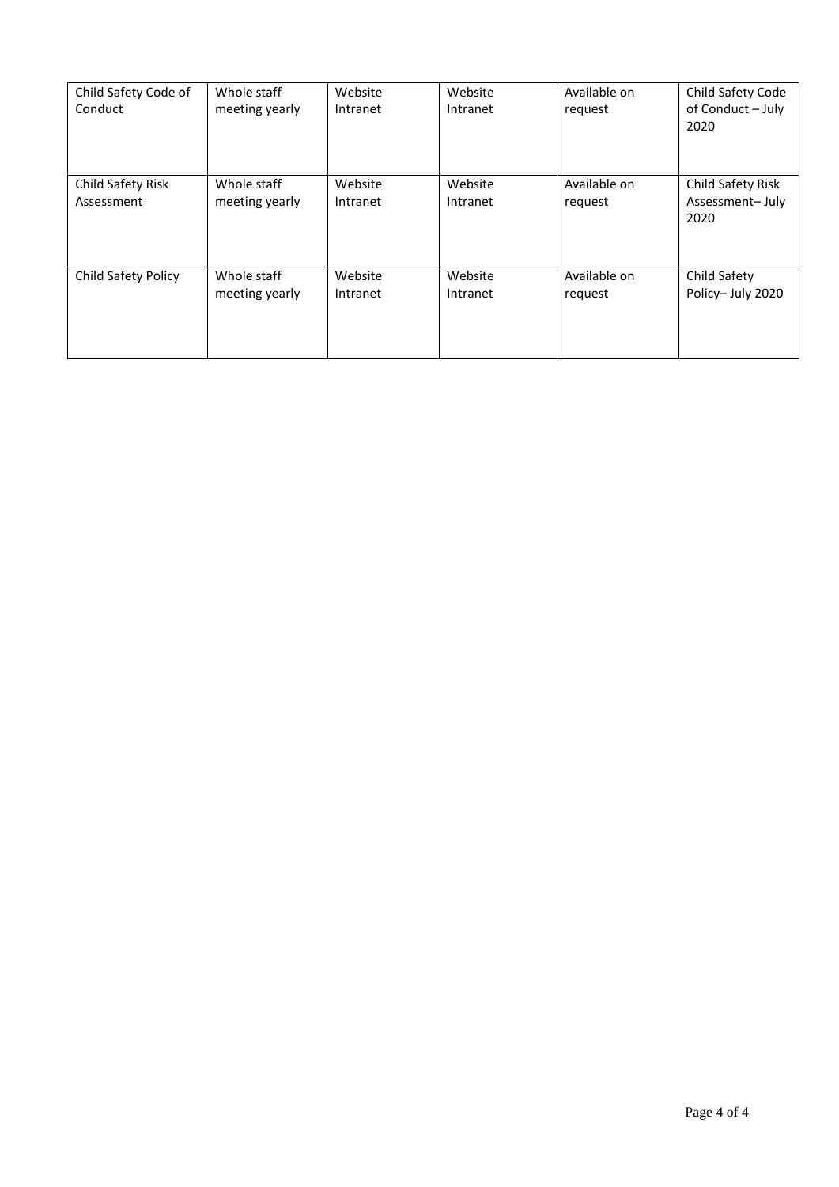| | | | | | |
|---|---|---|---|---|---|
| Child Safety Code of Conduct | Whole staff meeting yearly | Website Intranet | Website Intranet | Available on request | Child Safety Code of Conduct – July 2020 |
| Child Safety Risk Assessment | Whole staff meeting yearly | Website Intranet | Website Intranet | Available on request | Child Safety Risk Assessment– July 2020 |
| Child Safety Policy | Whole staff meeting yearly | Website Intranet | Website Intranet | Available on request | Child Safety Policy– July 2020 |